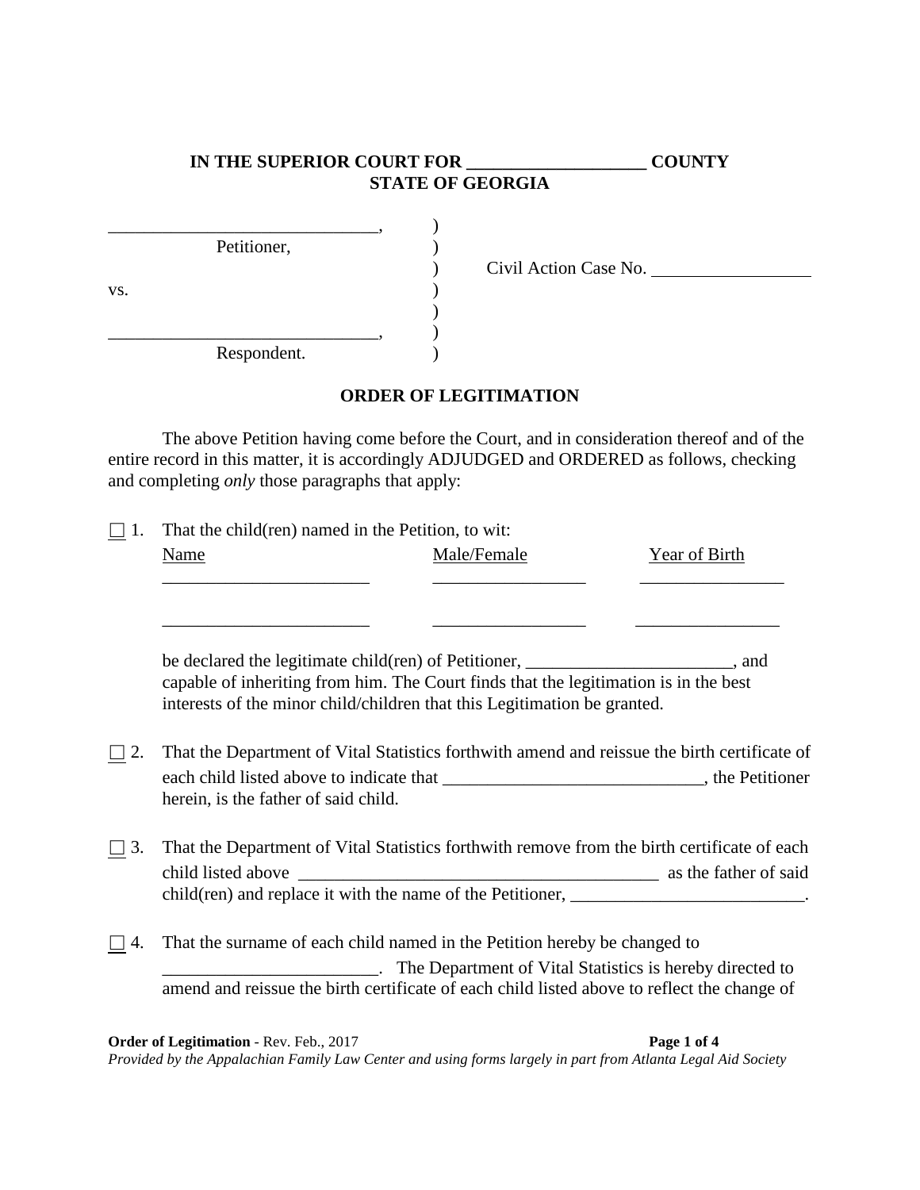**IN THE SUPERIOR COURT FOR ____________________ COUNTY**
**STATE OF GEORGIA**

______________________________, )
Petitioner, )
) Civil Action Case No. __________________
vs. )
)
______________________________, )
Respondent. )

## ORDER OF LEGITIMATION

The above Petition having come before the Court, and in consideration thereof and of the entire record in this matter, it is accordingly ADJUDGED and ORDERED as follows, checking and completing *only* those paragraphs that apply:

☐ 1. That the child(ren) named in the Petition, to wit:

| Name | Male/Female | Year of Birth |
|---|---|---|
| _______________________ | _________________ | ________________ |
| _______________________ | _________________ | ________________ |

be declared the legitimate child(ren) of Petitioner, _______________________, and capable of inheriting from him. The Court finds that the legitimation is in the best interests of the minor child/children that this Legitimation be granted.

☐ 2. That the Department of Vital Statistics forthwith amend and reissue the birth certificate of each child listed above to indicate that _____________________________, the Petitioner herein, is the father of said child.

☐ 3. That the Department of Vital Statistics forthwith remove from the birth certificate of each child listed above _________________________________________ as the father of said child(ren) and replace it with the name of the Petitioner, __________________________.

☐ 4. That the surname of each child named in the Petition hereby be changed to ________________________. The Department of Vital Statistics is hereby directed to amend and reissue the birth certificate of each child listed above to reflect the change of

**Order of Legitimation** - Rev. Feb., 2017

*Provided by the Appalachian Family Law Center and using forms largely in part from Atlanta Legal Aid Society*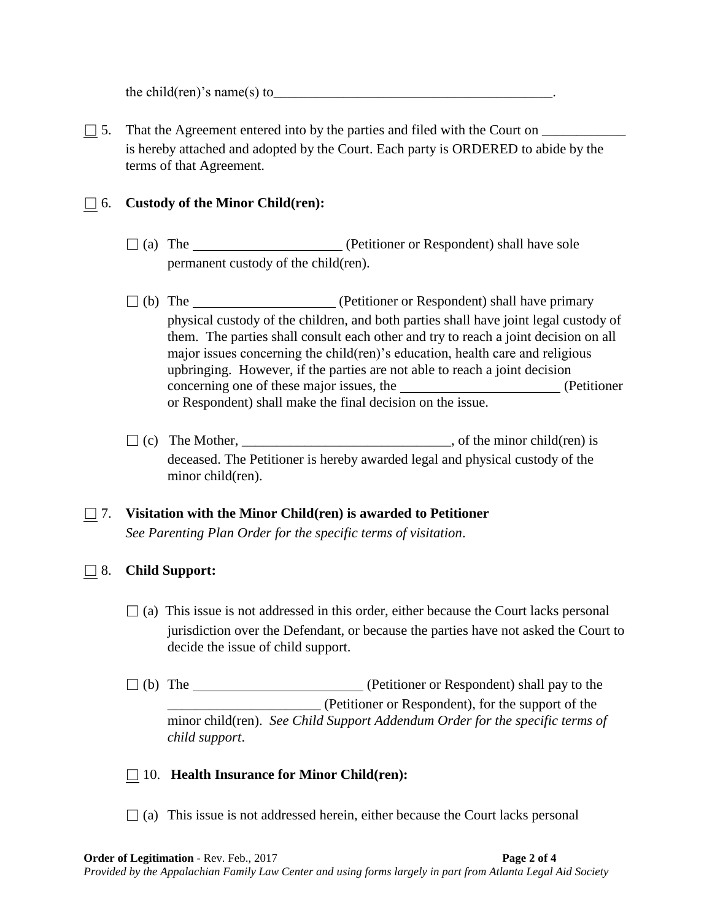the child(ren)'s name(s) to_________________________________________.

☐ 5. That the Agreement entered into by the parties and filed with the Court on ____________ is hereby attached and adopted by the Court. Each party is ORDERED to abide by the terms of that Agreement.

☐ 6. **Custody of the Minor Child(ren):**

☐ (a) The _____________________ (Petitioner or Respondent) shall have sole permanent custody of the child(ren).

☐ (b) The ____________________ (Petitioner or Respondent) shall have primary physical custody of the children, and both parties shall have joint legal custody of them. The parties shall consult each other and try to reach a joint decision on all major issues concerning the child(ren)'s education, health care and religious upbringing. However, if the parties are not able to reach a joint decision concerning one of these major issues, the _______________________ (Petitioner or Respondent) shall make the final decision on the issue.

☐ (c) The Mother, ______________________________, of the minor child(ren) is deceased. The Petitioner is hereby awarded legal and physical custody of the minor child(ren).

☐ 7. **Visitation with the Minor Child(ren) is awarded to Petitioner**
*See Parenting Plan Order for the specific terms of visitation*.

☐ 8. **Child Support:**

☐ (a) This issue is not addressed in this order, either because the Court lacks personal jurisdiction over the Defendant, or because the parties have not asked the Court to decide the issue of child support.

☐ (b) The ________________________ (Petitioner or Respondent) shall pay to the _____________________ (Petitioner or Respondent), for the support of the minor child(ren). *See Child Support Addendum Order for the specific terms of child support*.

☐ 10. **Health Insurance for Minor Child(ren):**

☐ (a) This issue is not addressed herein, either because the Court lacks personal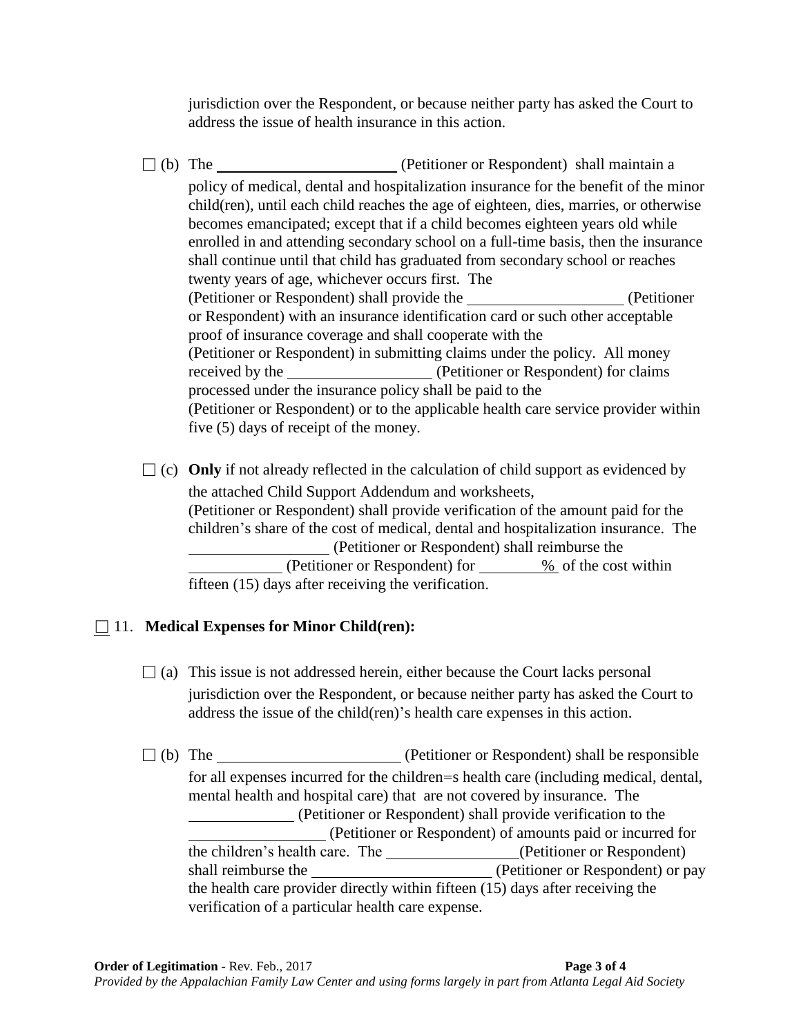jurisdiction over the Respondent, or because neither party has asked the Court to address the issue of health insurance in this action.

☐ (b) The ______________________ (Petitioner or Respondent) shall maintain a policy of medical, dental and hospitalization insurance for the benefit of the minor child(ren), until each child reaches the age of eighteen, dies, marries, or otherwise becomes emancipated; except that if a child becomes eighteen years old while enrolled in and attending secondary school on a full-time basis, then the insurance shall continue until that child has graduated from secondary school or reaches twenty years of age, whichever occurs first. The (Petitioner or Respondent) shall provide the ____________________ (Petitioner or Respondent) with an insurance identification card or such other acceptable proof of insurance coverage and shall cooperate with the (Petitioner or Respondent) in submitting claims under the policy. All money received by the __________________ (Petitioner or Respondent) for claims processed under the insurance policy shall be paid to the (Petitioner or Respondent) or to the applicable health care service provider within five (5) days of receipt of the money.

☐ (c) **Only** if not already reflected in the calculation of child support as evidenced by the attached Child Support Addendum and worksheets, (Petitioner or Respondent) shall provide verification of the amount paid for the children's share of the cost of medical, dental and hospitalization insurance. The __________________ (Petitioner or Respondent) shall reimburse the ____________ (Petitioner or Respondent) for ________% of the cost within fifteen (15) days after receiving the verification.

☐ 11. **Medical Expenses for Minor Child(ren):**

☐ (a) This issue is not addressed herein, either because the Court lacks personal jurisdiction over the Respondent, or because neither party has asked the Court to address the issue of the child(ren)'s health care expenses in this action.

☐ (b) The ______________________ (Petitioner or Respondent) shall be responsible for all expenses incurred for the children=s health care (including medical, dental, mental health and hospital care) that are not covered by insurance. The ______________ (Petitioner or Respondent) shall provide verification to the __________________ (Petitioner or Respondent) of amounts paid or incurred for the children's health care. The _________________(Petitioner or Respondent) shall reimburse the ______________________ (Petitioner or Respondent) or pay the health care provider directly within fifteen (15) days after receiving the verification of a particular health care expense.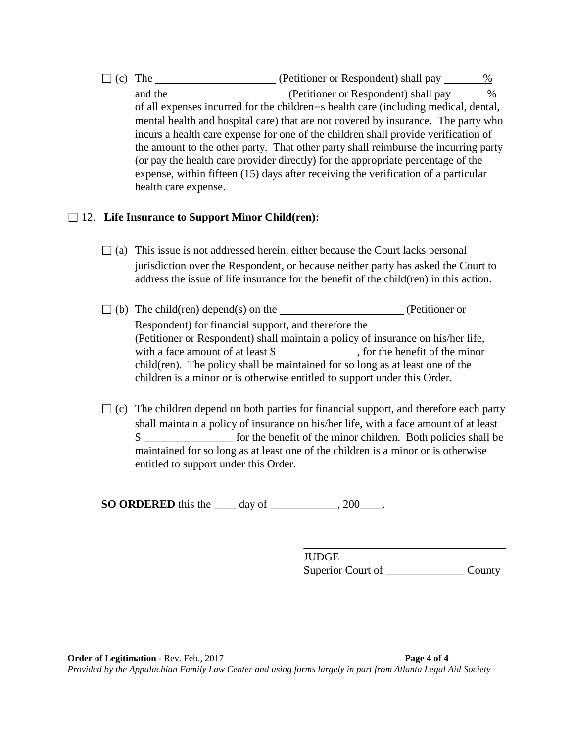☐ (c) The ______________________ (Petitioner or Respondent) shall pay _______% and the ____________________ (Petitioner or Respondent) shall pay ______% of all expenses incurred for the children=s health care (including medical, dental, mental health and hospital care) that are not covered by insurance. The party who incurs a health care expense for one of the children shall provide verification of the amount to the other party. That other party shall reimburse the incurring party (or pay the health care provider directly) for the appropriate percentage of the expense, within fifteen (15) days after receiving the verification of a particular health care expense.

☐ 12. **Life Insurance to Support Minor Child(ren):**

☐ (a) This issue is not addressed herein, either because the Court lacks personal jurisdiction over the Respondent, or because neither party has asked the Court to address the issue of life insurance for the benefit of the child(ren) in this action.

☐ (b) The child(ren) depend(s) on the ______________________ (Petitioner or Respondent) for financial support, and therefore the (Petitioner or Respondent) shall maintain a policy of insurance on his/her life, with a face amount of at least $_______________, for the benefit of the minor child(ren). The policy shall be maintained for so long as at least one of the children is a minor or is otherwise entitled to support under this Order.

☐ (c) The children depend on both parties for financial support, and therefore each party shall maintain a policy of insurance on his/her life, with a face amount of at least $ ________________ for the benefit of the minor children. Both policies shall be maintained for so long as at least one of the children is a minor or is otherwise entitled to support under this Order.

**SO ORDERED** this the ____ day of ____________, 200____.

_____________________________________
JUDGE
Superior Court of ______________ County

**Order of Legitimation** - Rev. Feb., 2017

*Provided by the Appalachian Family Law Center and using forms largely in part from Atlanta Legal Aid Society*